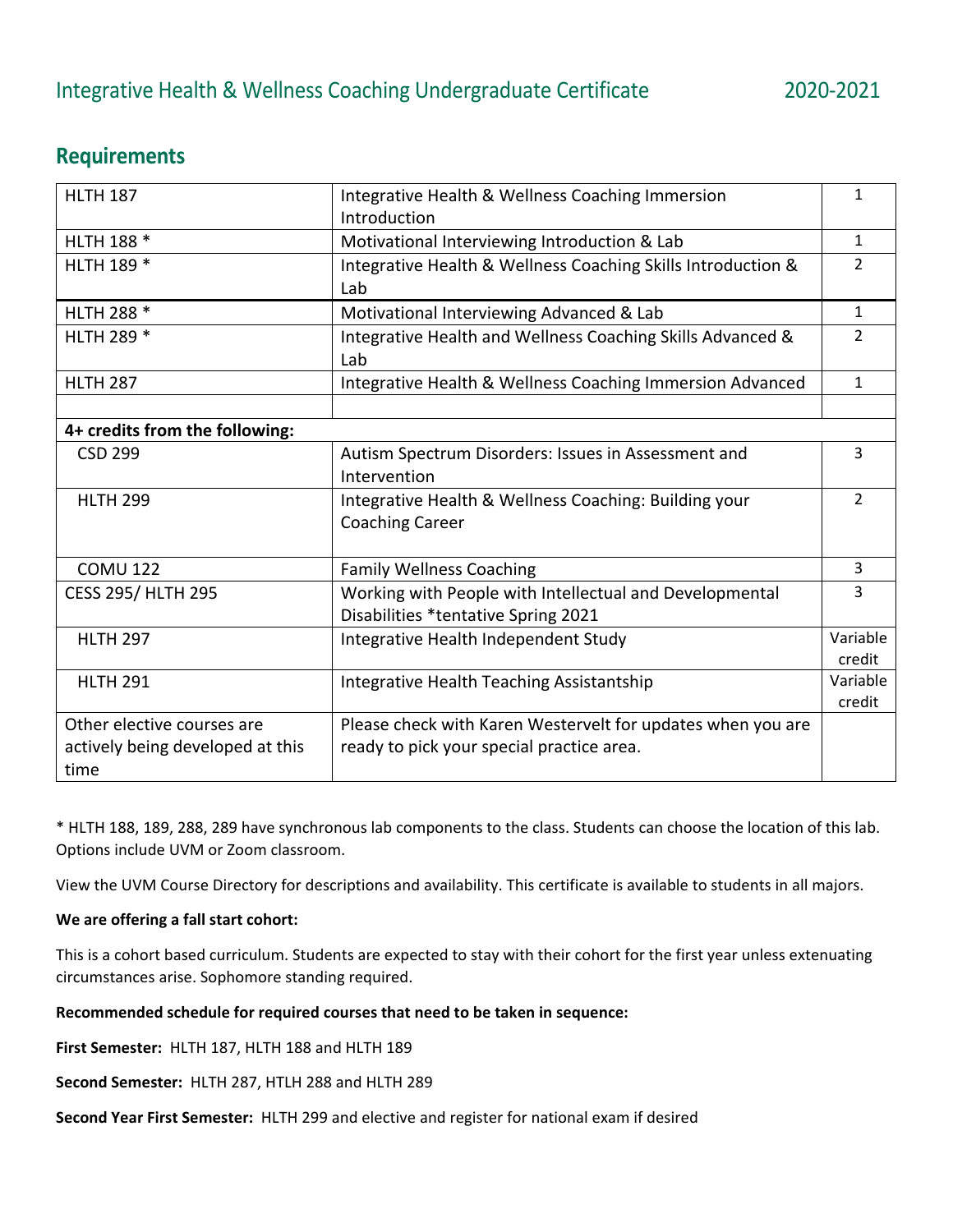# Integrative Health & Wellness Coaching Undergraduate Certificate 2020-2021

## Requirements

| | | |
|---|---|---|
| HLTH 187 | Integrative Health & Wellness Coaching Immersion Introduction | 1 |
| HLTH 188 * | Motivational Interviewing Introduction & Lab | 1 |
| HLTH 189 * | Integrative Health & Wellness Coaching Skills Introduction & Lab | 2 |
| HLTH 288 * | Motivational Interviewing Advanced & Lab | 1 |
| HLTH 289 * | Integrative Health and Wellness Coaching Skills Advanced & Lab | 2 |
| HLTH 287 | Integrative Health & Wellness Coaching Immersion Advanced | 1 |
| | | |
| **4+ credits from the following:** | | |
| CSD 299 | Autism Spectrum Disorders: Issues in Assessment and Intervention | 3 |
| HLTH 299 | Integrative Health & Wellness Coaching: Building your Coaching Career | 2 |
| COMU 122 | Family Wellness Coaching | 3 |
| CESS 295/ HLTH 295 | Working with People with Intellectual and Developmental Disabilities *tentative Spring 2021 | 3 |
| HLTH 297 | Integrative Health Independent Study | Variable credit |
| HLTH 291 | Integrative Health Teaching Assistantship | Variable credit |
| Other elective courses are actively being developed at this time | Please check with Karen Westervelt for updates when you are ready to pick your special practice area. | |

* HLTH 188, 189, 288, 289 have synchronous lab components to the class. Students can choose the location of this lab. Options include UVM or Zoom classroom.

View the UVM Course Directory for descriptions and availability. This certificate is available to students in all majors.

**We are offering a fall start cohort:**

This is a cohort based curriculum. Students are expected to stay with their cohort for the first year unless extenuating circumstances arise. Sophomore standing required.

**Recommended schedule for required courses that need to be taken in sequence:**

**First Semester:** HLTH 187, HLTH 188 and HLTH 189

**Second Semester:** HLTH 287, HTLH 288 and HLTH 289

**Second Year First Semester:** HLTH 299 and elective and register for national exam if desired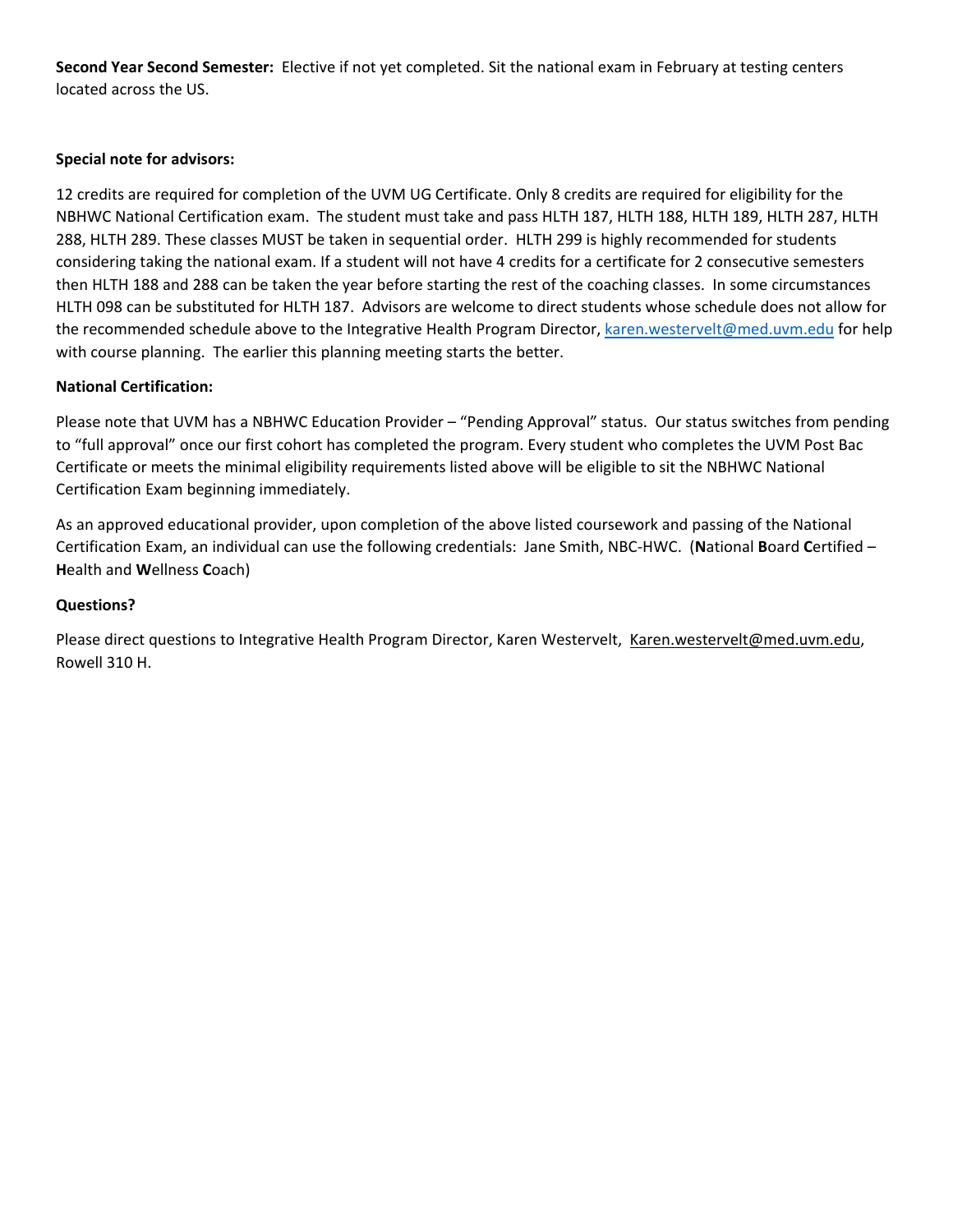**Second Year Second Semester:** Elective if not yet completed. Sit the national exam in February at testing centers located across the US.

**Special note for advisors:**

12 credits are required for completion of the UVM UG Certificate. Only 8 credits are required for eligibility for the NBHWC National Certification exam. The student must take and pass HLTH 187, HLTH 188, HLTH 189, HLTH 287, HLTH 288, HLTH 289. These classes MUST be taken in sequential order. HLTH 299 is highly recommended for students considering taking the national exam. If a student will not have 4 credits for a certificate for 2 consecutive semesters then HLTH 188 and 288 can be taken the year before starting the rest of the coaching classes. In some circumstances HLTH 098 can be substituted for HLTH 187. Advisors are welcome to direct students whose schedule does not allow for the recommended schedule above to the Integrative Health Program Director, karen.westervelt@med.uvm.edu for help with course planning. The earlier this planning meeting starts the better.

**National Certification:**

Please note that UVM has a NBHWC Education Provider – "Pending Approval" status. Our status switches from pending to "full approval" once our first cohort has completed the program. Every student who completes the UVM Post Bac Certificate or meets the minimal eligibility requirements listed above will be eligible to sit the NBHWC National Certification Exam beginning immediately.

As an approved educational provider, upon completion of the above listed coursework and passing of the National Certification Exam, an individual can use the following credentials: Jane Smith, NBC-HWC. (**N**ational **B**oard **C**ertified – **H**ealth and **W**ellness **C**oach)

**Questions?**

Please direct questions to Integrative Health Program Director, Karen Westervelt, Karen.westervelt@med.uvm.edu, Rowell 310 H.